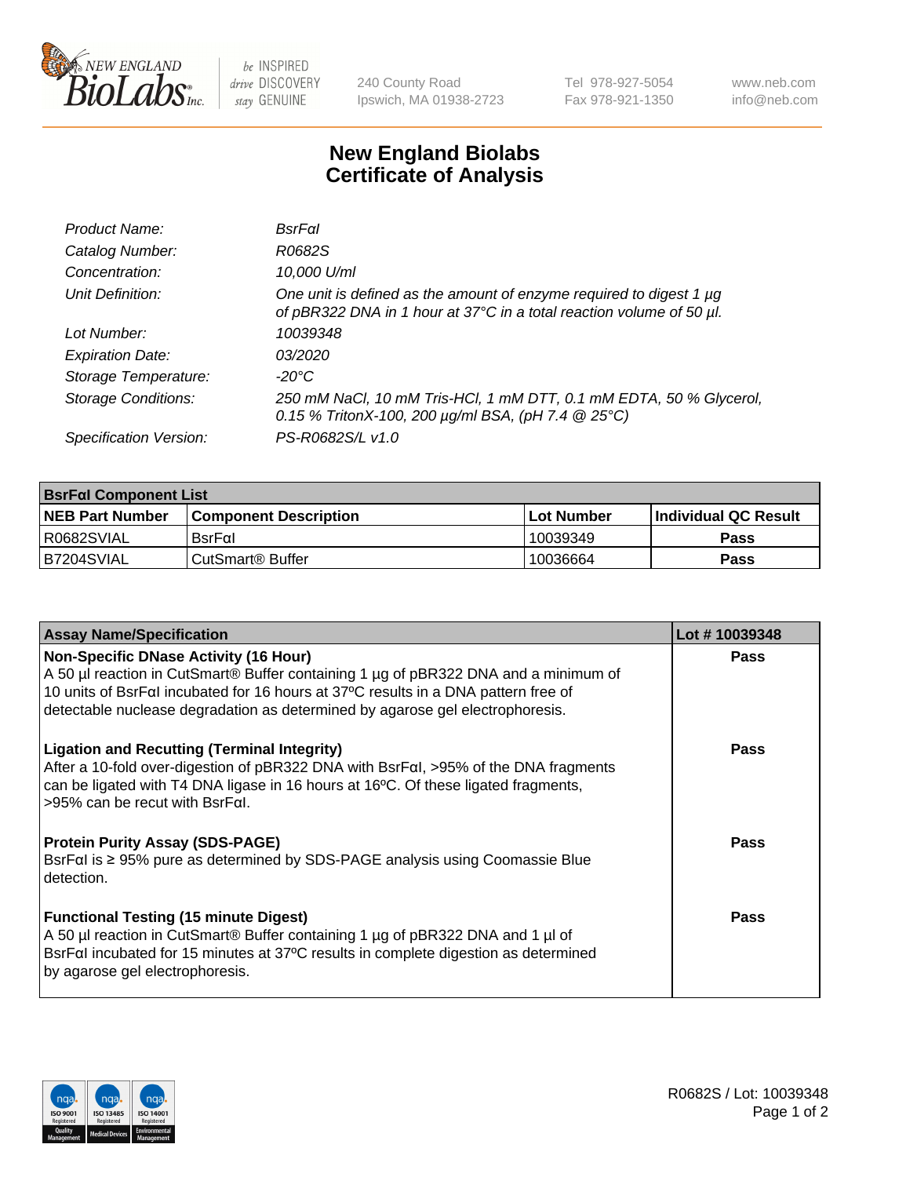# New England Biolabs
# Certificate of Analysis

| | |
|---|---|
| *Product Name:* | *BsrFαI* |
| *Catalog Number:* | *R0682S* |
| *Concentration:* | *10,000 U/ml* |
| *Unit Definition:* | *One unit is defined as the amount of enzyme required to digest 1 µg of pBR322 DNA in 1 hour at 37°C in a total reaction volume of 50 µl.* |
| *Lot Number:* | *10039348* |
| *Expiration Date:* | *03/2020* |
| *Storage Temperature:* | *-20°C* |
| *Storage Conditions:* | *250 mM NaCl, 10 mM Tris-HCl, 1 mM DTT, 0.1 mM EDTA, 50 % Glycerol, 0.15 % TritonX-100, 200 µg/ml BSA, (pH 7.4 @ 25°C)* |
| *Specification Version:* | *PS-R0682S/L v1.0* |

| **BsrFαI Component List** | | | |
|---|---|---|---|
| **NEB Part Number** | **Component Description** | **Lot Number** | **Individual QC Result** |
| R0682SVIAL | BsrFαI | 10039349 | **Pass** |
| B7204SVIAL | CutSmart® Buffer | 10036664 | **Pass** |

| **Assay Name/Specification** | **Lot # 10039348** |
|---|---|
| **Non-Specific DNase Activity (16 Hour)** A 50 µl reaction in CutSmart® Buffer containing 1 µg of pBR322 DNA and a minimum of 10 units of BsrFαI incubated for 16 hours at 37ºC results in a DNA pattern free of detectable nuclease degradation as determined by agarose gel electrophoresis. | **Pass** |
| **Ligation and Recutting (Terminal Integrity)** After a 10-fold over-digestion of pBR322 DNA with BsrFαI, >95% of the DNA fragments can be ligated with T4 DNA ligase in 16 hours at 16ºC. Of these ligated fragments, >95% can be recut with BsrFαI. | **Pass** |
| **Protein Purity Assay (SDS-PAGE)** BsrFαI is ≥ 95% pure as determined by SDS-PAGE analysis using Coomassie Blue detection. | **Pass** |
| **Functional Testing (15 minute Digest)** A 50 µl reaction in CutSmart® Buffer containing 1 µg of pBR322 DNA and 1 µl of BsrFαI incubated for 15 minutes at 37ºC results in complete digestion as determined by agarose gel electrophoresis. | **Pass** |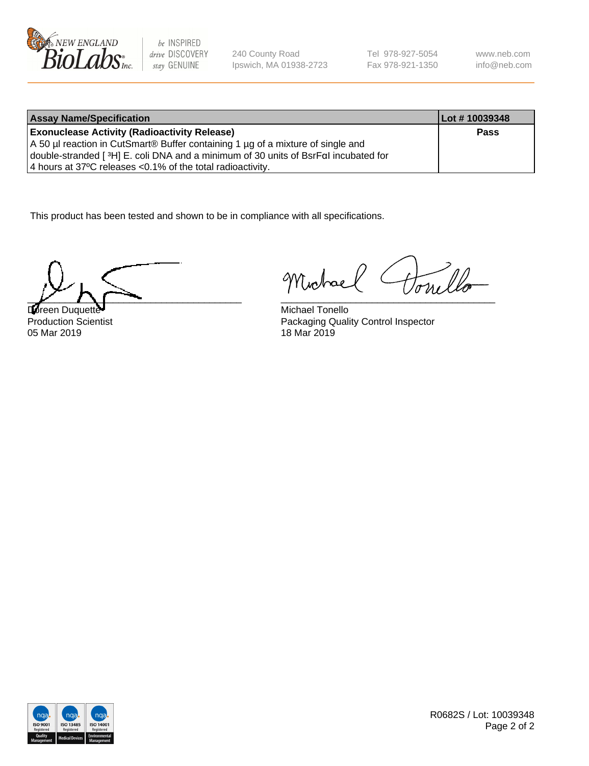| Assay Name/Specification | Lot # 10039348 |
|---|---|
| **Exonuclease Activity (Radioactivity Release)**<br>A 50 µl reaction in CutSmart® Buffer containing 1 µg of a mixture of single and double-stranded [ $^3$H] E. coli DNA and a minimum of 30 units of BsrFαI incubated for 4 hours at 37ºC releases <0.1% of the total radioactivity. | **Pass** |

This product has been tested and shown to be in compliance with all specifications.

Doreen Duquette
Production Scientist
05 Mar 2019

Michael Tonello
Packaging Quality Control Inspector
18 Mar 2019

R0682S / Lot: 10039348